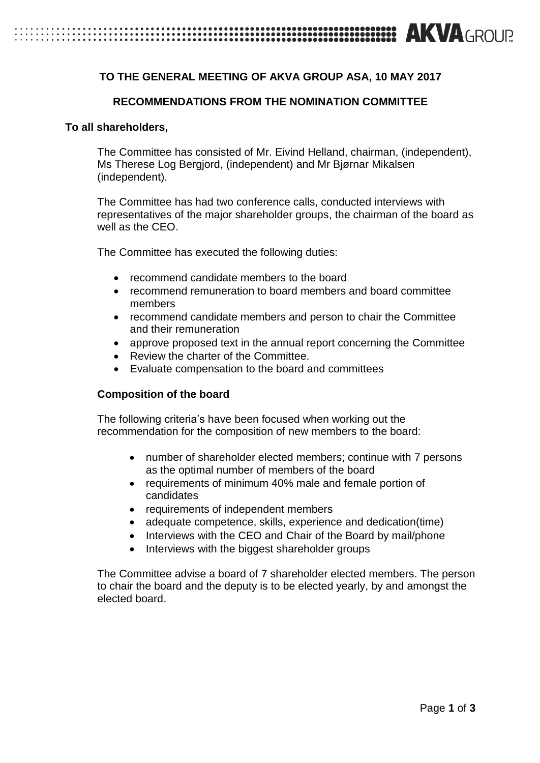**TO THE GENERAL MEETING OF AKVA GROUP ASA, 10 MAY 2017**

**RECOMMENDATIONS FROM THE NOMINATION COMMITTEE**

**To all shareholders,**

The Committee has consisted of Mr. Eivind Helland, chairman, (independent), Ms Therese Log Bergjord, (independent) and Mr Bjørnar Mikalsen (independent).

The Committee has had two conference calls, conducted interviews with representatives of the major shareholder groups, the chairman of the board as well as the CEO.

The Committee has executed the following duties:

- recommend candidate members to the board
- recommend remuneration to board members and board committee members
- recommend candidate members and person to chair the Committee and their remuneration
- approve proposed text in the annual report concerning the Committee
- Review the charter of the Committee.
- Evaluate compensation to the board and committees

**Composition of the board**

The following criteria's have been focused when working out the recommendation for the composition of new members to the board:

- number of shareholder elected members; continue with 7 persons as the optimal number of members of the board
- requirements of minimum 40% male and female portion of candidates
- requirements of independent members
- adequate competence, skills, experience and dedication(time)
- Interviews with the CEO and Chair of the Board by mail/phone
- Interviews with the biggest shareholder groups

The Committee advise a board of 7 shareholder elected members. The person to chair the board and the deputy is to be elected yearly, by and amongst the elected board.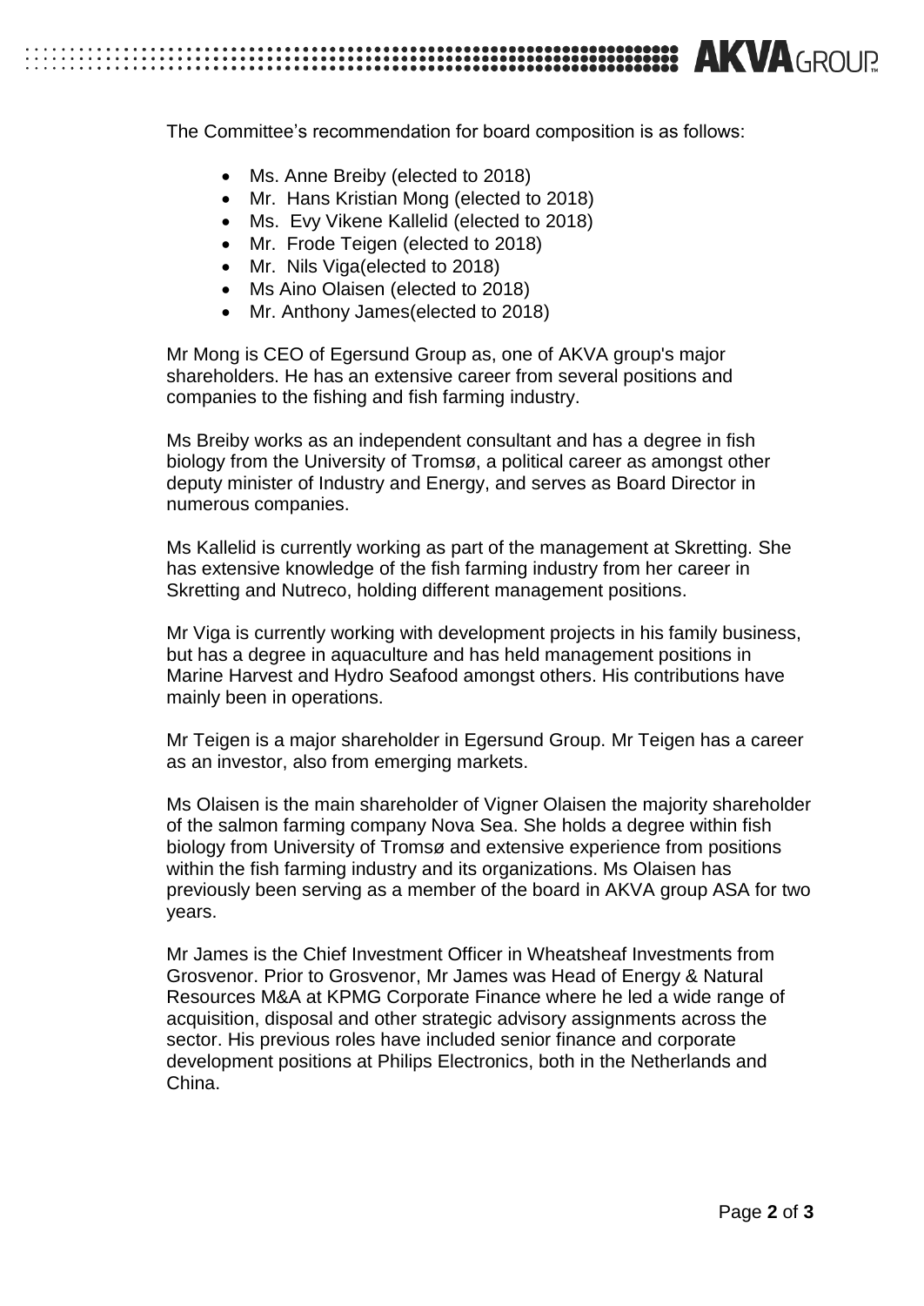The Committee's recommendation for board composition is as follows:

- Ms. Anne Breiby (elected to 2018)
- Mr. Hans Kristian Mong (elected to 2018)
- Ms. Evy Vikene Kallelid (elected to 2018)
- Mr. Frode Teigen (elected to 2018)
- Mr. Nils Viga(elected to 2018)
- Ms Aino Olaisen (elected to 2018)
- Mr. Anthony James(elected to 2018)

Mr Mong is CEO of Egersund Group as, one of AKVA group's major shareholders. He has an extensive career from several positions and companies to the fishing and fish farming industry.

Ms Breiby works as an independent consultant and has a degree in fish biology from the University of Tromsø, a political career as amongst other deputy minister of Industry and Energy, and serves as Board Director in numerous companies.

Ms Kallelid is currently working as part of the management at Skretting. She has extensive knowledge of the fish farming industry from her career in Skretting and Nutreco, holding different management positions.

Mr Viga is currently working with development projects in his family business, but has a degree in aquaculture and has held management positions in Marine Harvest and Hydro Seafood amongst others. His contributions have mainly been in operations.

Mr Teigen is a major shareholder in Egersund Group. Mr Teigen has a career as an investor, also from emerging markets.

Ms Olaisen is the main shareholder of Vigner Olaisen the majority shareholder of the salmon farming company Nova Sea. She holds a degree within fish biology from University of Tromsø and extensive experience from positions within the fish farming industry and its organizations. Ms Olaisen has previously been serving as a member of the board in AKVA group ASA for two years.

Mr James is the Chief Investment Officer in Wheatsheaf Investments from Grosvenor. Prior to Grosvenor, Mr James was Head of Energy & Natural Resources M&A at KPMG Corporate Finance where he led a wide range of acquisition, disposal and other strategic advisory assignments across the sector. His previous roles have included senior finance and corporate development positions at Philips Electronics, both in the Netherlands and China.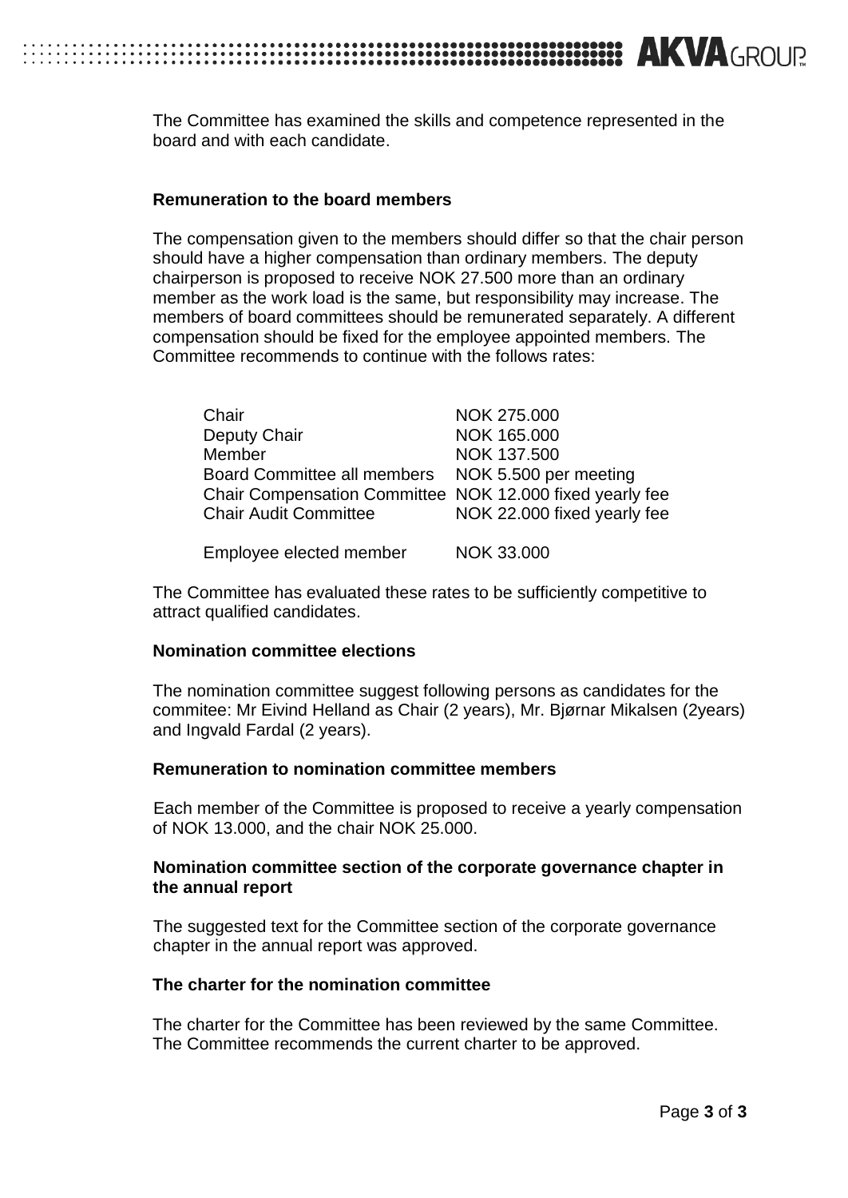The Committee has examined the skills and competence represented in the board and with each candidate.

**Remuneration to the board members**

The compensation given to the members should differ so that the chair person should have a higher compensation than ordinary members. The deputy chairperson is proposed to receive NOK 27.500 more than an ordinary member as the work load is the same, but responsibility may increase. The members of board committees should be remunerated separately. A different compensation should be fixed for the employee appointed members. The Committee recommends to continue with the follows rates:

| | |
|---|---|
| Chair | NOK 275.000 |
| Deputy Chair | NOK 165.000 |
| Member | NOK 137.500 |
| Board Committee all members | NOK 5.500 per meeting |
| Chair Compensation Committee | NOK 12.000 fixed yearly fee |
| Chair Audit Committee | NOK 22.000 fixed yearly fee |
| Employee elected member | NOK 33.000 |

The Committee has evaluated these rates to be sufficiently competitive to attract qualified candidates.

**Nomination committee elections**

The nomination committee suggest following persons as candidates for the commitee: Mr Eivind Helland as Chair (2 years), Mr. Bjørnar Mikalsen (2years) and Ingvald Fardal (2 years).

**Remuneration to nomination committee members**

Each member of the Committee is proposed to receive a yearly compensation of NOK 13.000, and the chair NOK 25.000.

**Nomination committee section of the corporate governance chapter in the annual report**

The suggested text for the Committee section of the corporate governance chapter in the annual report was approved.

**The charter for the nomination committee**

The charter for the Committee has been reviewed by the same Committee. The Committee recommends the current charter to be approved.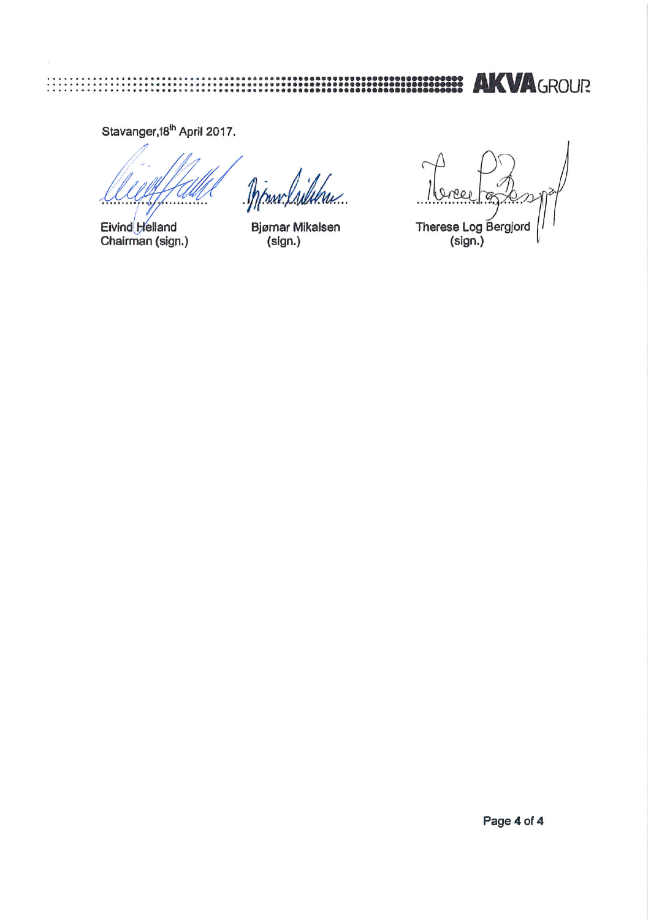Stavanger, 18th April 2017.

| | | |
|---|---|---|
| Eivind Helland<br>Chairman (sign.) | Bjørnar Mikalsen<br>(sign.) | Therese Log Bergjord<br>(sign.) |